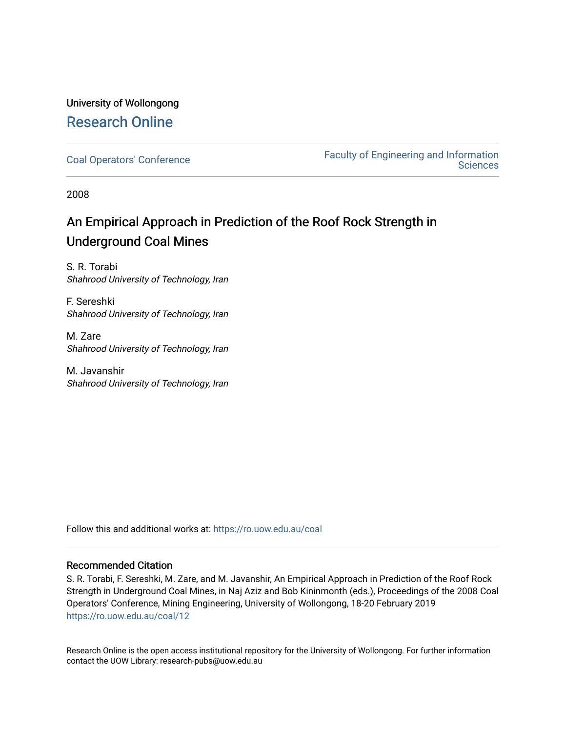University of Wollongong

# Research Online

Coal Operators' Conference

Faculty of Engineering and Information Sciences

2008

## An Empirical Approach in Prediction of the Roof Rock Strength in Underground Coal Mines

S. R. Torabi
*Shahrood University of Technology, Iran*

F. Sereshki
*Shahrood University of Technology, Iran*

M. Zare
*Shahrood University of Technology, Iran*

M. Javanshir
*Shahrood University of Technology, Iran*

Follow this and additional works at: https://ro.uow.edu.au/coal

### Recommended Citation

S. R. Torabi, F. Sereshki, M. Zare, and M. Javanshir, An Empirical Approach in Prediction of the Roof Rock Strength in Underground Coal Mines, in Naj Aziz and Bob Kininmonth (eds.), Proceedings of the 2008 Coal Operators' Conference, Mining Engineering, University of Wollongong, 18-20 February 2019
https://ro.uow.edu.au/coal/12

Research Online is the open access institutional repository for the University of Wollongong. For further information contact the UOW Library: research-pubs@uow.edu.au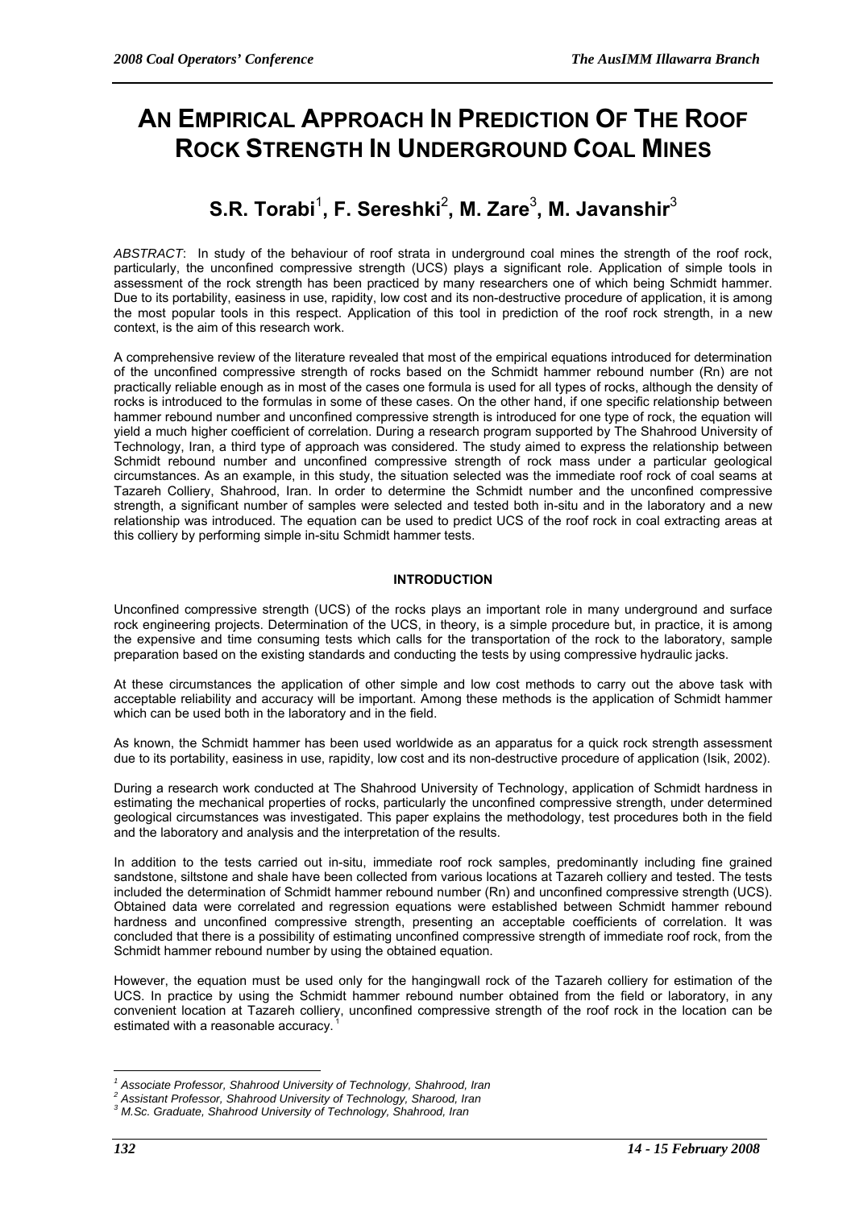# AN EMPIRICAL APPROACH IN PREDICTION OF THE ROOF ROCK STRENGTH IN UNDERGROUND COAL MINES

## S.R. Torabi[1], F. Sereshki[2], M. Zare[3], M. Javanshir[3]

*ABSTRACT*: In study of the behaviour of roof strata in underground coal mines the strength of the roof rock, particularly, the unconfined compressive strength (UCS) plays a significant role. Application of simple tools in assessment of the rock strength has been practiced by many researchers one of which being Schmidt hammer. Due to its portability, easiness in use, rapidity, low cost and its non-destructive procedure of application, it is among the most popular tools in this respect. Application of this tool in prediction of the roof rock strength, in a new context, is the aim of this research work.

A comprehensive review of the literature revealed that most of the empirical equations introduced for determination of the unconfined compressive strength of rocks based on the Schmidt hammer rebound number (Rn) are not practically reliable enough as in most of the cases one formula is used for all types of rocks, although the density of rocks is introduced to the formulas in some of these cases. On the other hand, if one specific relationship between hammer rebound number and unconfined compressive strength is introduced for one type of rock, the equation will yield a much higher coefficient of correlation. During a research program supported by The Shahrood University of Technology, Iran, a third type of approach was considered. The study aimed to express the relationship between Schmidt rebound number and unconfined compressive strength of rock mass under a particular geological circumstances. As an example, in this study, the situation selected was the immediate roof rock of coal seams at Tazareh Colliery, Shahrood, Iran. In order to determine the Schmidt number and the unconfined compressive strength, a significant number of samples were selected and tested both in-situ and in the laboratory and a new relationship was introduced. The equation can be used to predict UCS of the roof rock in coal extracting areas at this colliery by performing simple in-situ Schmidt hammer tests.

### INTRODUCTION

Unconfined compressive strength (UCS) of the rocks plays an important role in many underground and surface rock engineering projects. Determination of the UCS, in theory, is a simple procedure but, in practice, it is among the expensive and time consuming tests which calls for the transportation of the rock to the laboratory, sample preparation based on the existing standards and conducting the tests by using compressive hydraulic jacks.

At these circumstances the application of other simple and low cost methods to carry out the above task with acceptable reliability and accuracy will be important. Among these methods is the application of Schmidt hammer which can be used both in the laboratory and in the field.

As known, the Schmidt hammer has been used worldwide as an apparatus for a quick rock strength assessment due to its portability, easiness in use, rapidity, low cost and its non-destructive procedure of application (Isik, 2002).

During a research work conducted at The Shahrood University of Technology, application of Schmidt hardness in estimating the mechanical properties of rocks, particularly the unconfined compressive strength, under determined geological circumstances was investigated. This paper explains the methodology, test procedures both in the field and the laboratory and analysis and the interpretation of the results.

In addition to the tests carried out in-situ, immediate roof rock samples, predominantly including fine grained sandstone, siltstone and shale have been collected from various locations at Tazareh colliery and tested. The tests included the determination of Schmidt hammer rebound number (Rn) and unconfined compressive strength (UCS). Obtained data were correlated and regression equations were established between Schmidt hammer rebound hardness and unconfined compressive strength, presenting an acceptable coefficients of correlation. It was concluded that there is a possibility of estimating unconfined compressive strength of immediate roof rock, from the Schmidt hammer rebound number by using the obtained equation.

However, the equation must be used only for the hangingwall rock of the Tazareh colliery for estimation of the UCS. In practice by using the Schmidt hammer rebound number obtained from the field or laboratory, in any convenient location at Tazareh colliery, unconfined compressive strength of the roof rock in the location can be estimated with a reasonable accuracy.

[1] Associate Professor, Shahrood University of Technology, Shahrood, Iran
[2] Assistant Professor, Shahrood University of Technology, Sharood, Iran
[3] M.Sc. Graduate, Shahrood University of Technology, Shahrood, Iran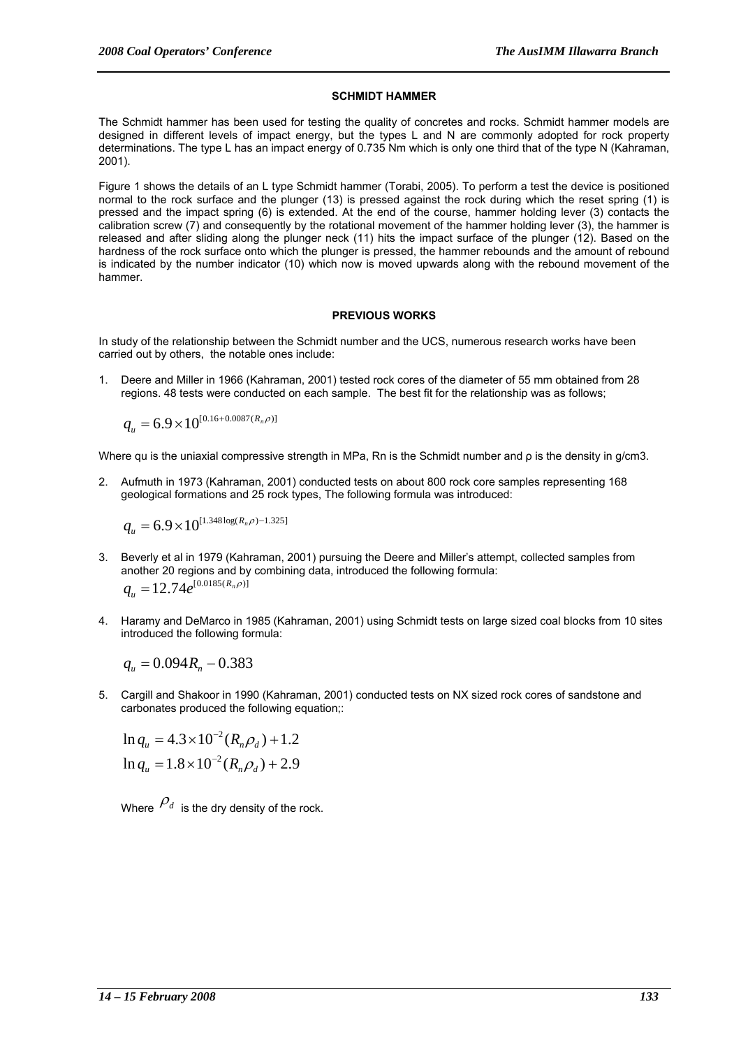## SCHMIDT HAMMER

The Schmidt hammer has been used for testing the quality of concretes and rocks. Schmidt hammer models are designed in different levels of impact energy, but the types L and N are commonly adopted for rock property determinations. The type L has an impact energy of 0.735 Nm which is only one third that of the type N (Kahraman, 2001).

Figure 1 shows the details of an L type Schmidt hammer (Torabi, 2005). To perform a test the device is positioned normal to the rock surface and the plunger (13) is pressed against the rock during which the reset spring (1) is pressed and the impact spring (6) is extended. At the end of the course, hammer holding lever (3) contacts the calibration screw (7) and consequently by the rotational movement of the hammer holding lever (3), the hammer is released and after sliding along the plunger neck (11) hits the impact surface of the plunger (12). Based on the hardness of the rock surface onto which the plunger is pressed, the hammer rebounds and the amount of rebound is indicated by the number indicator (10) which now is moved upwards along with the rebound movement of the hammer.

## PREVIOUS WORKS

In study of the relationship between the Schmidt number and the UCS, numerous research works have been carried out by others, the notable ones include:

1. Deere and Miller in 1966 (Kahraman, 2001) tested rock cores of the diameter of 55 mm obtained from 28 regions. 48 tests were conducted on each sample. The best fit for the relationship was as follows;

$$q_u = 6.9 \times 10^{[0.16 + 0.0087(R_n \rho)]}$$

Where qu is the uniaxial compressive strength in MPa, Rn is the Schmidt number and ρ is the density in g/cm3.

2. Aufmuth in 1973 (Kahraman, 2001) conducted tests on about 800 rock core samples representing 168 geological formations and 25 rock types, The following formula was introduced:

$$q_u = 6.9 \times 10^{[1.348 \log(R_n \rho) - 1.325]}$$

3. Beverly et al in 1979 (Kahraman, 2001) pursuing the Deere and Miller's attempt, collected samples from another 20 regions and by combining data, introduced the following formula:

$$q_u = 12.74 e^{[0.0185(R_n \rho)]}$$

4. Haramy and DeMarco in 1985 (Kahraman, 2001) using Schmidt tests on large sized coal blocks from 10 sites introduced the following formula:

$$q_u = 0.094 R_n - 0.383$$

5. Cargill and Shakoor in 1990 (Kahraman, 2001) conducted tests on NX sized rock cores of sandstone and carbonates produced the following equation;:

$$\ln q_u = 4.3 \times 10^{-2} (R_n \rho_d) + 1.2$$

$$\ln q_u = 1.8 \times 10^{-2} (R_n \rho_d) + 2.9$$

Where $\rho_d$ is the dry density of the rock.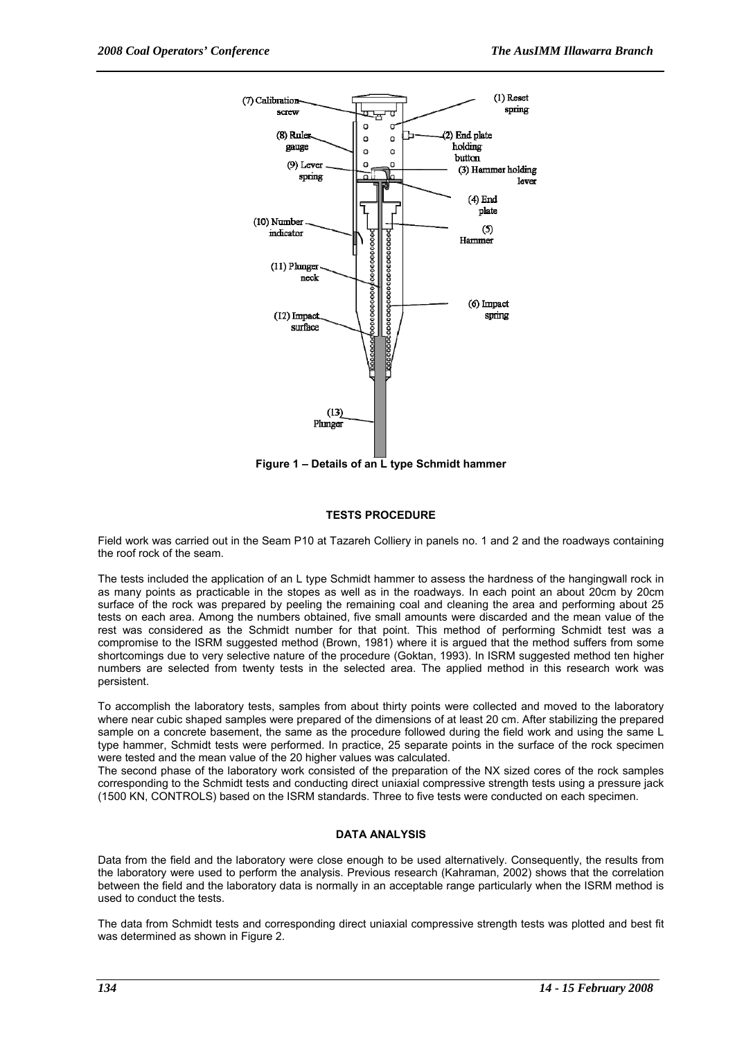Figure 1 – Details of an L type Schmidt hammer

## TESTS PROCEDURE

Field work was carried out in the Seam P10 at Tazareh Colliery in panels no. 1 and 2 and the roadways containing the roof rock of the seam.

The tests included the application of an L type Schmidt hammer to assess the hardness of the hangingwall rock in as many points as practicable in the stopes as well as in the roadways. In each point an about 20cm by 20cm surface of the rock was prepared by peeling the remaining coal and cleaning the area and performing about 25 tests on each area. Among the numbers obtained, five small amounts were discarded and the mean value of the rest was considered as the Schmidt number for that point. This method of performing Schmidt test was a compromise to the ISRM suggested method (Brown, 1981) where it is argued that the method suffers from some shortcomings due to very selective nature of the procedure (Goktan, 1993). In ISRM suggested method ten higher numbers are selected from twenty tests in the selected area. The applied method in this research work was persistent.

To accomplish the laboratory tests, samples from about thirty points were collected and moved to the laboratory where near cubic shaped samples were prepared of the dimensions of at least 20 cm. After stabilizing the prepared sample on a concrete basement, the same as the procedure followed during the field work and using the same L type hammer, Schmidt tests were performed. In practice, 25 separate points in the surface of the rock specimen were tested and the mean value of the 20 higher values was calculated.

The second phase of the laboratory work consisted of the preparation of the NX sized cores of the rock samples corresponding to the Schmidt tests and conducting direct uniaxial compressive strength tests using a pressure jack (1500 KN, CONTROLS) based on the ISRM standards. Three to five tests were conducted on each specimen.

## DATA ANALYSIS

Data from the field and the laboratory were close enough to be used alternatively. Consequently, the results from the laboratory were used to perform the analysis. Previous research (Kahraman, 2002) shows that the correlation between the field and the laboratory data is normally in an acceptable range particularly when the ISRM method is used to conduct the tests.

The data from Schmidt tests and corresponding direct uniaxial compressive strength tests was plotted and best fit was determined as shown in Figure 2.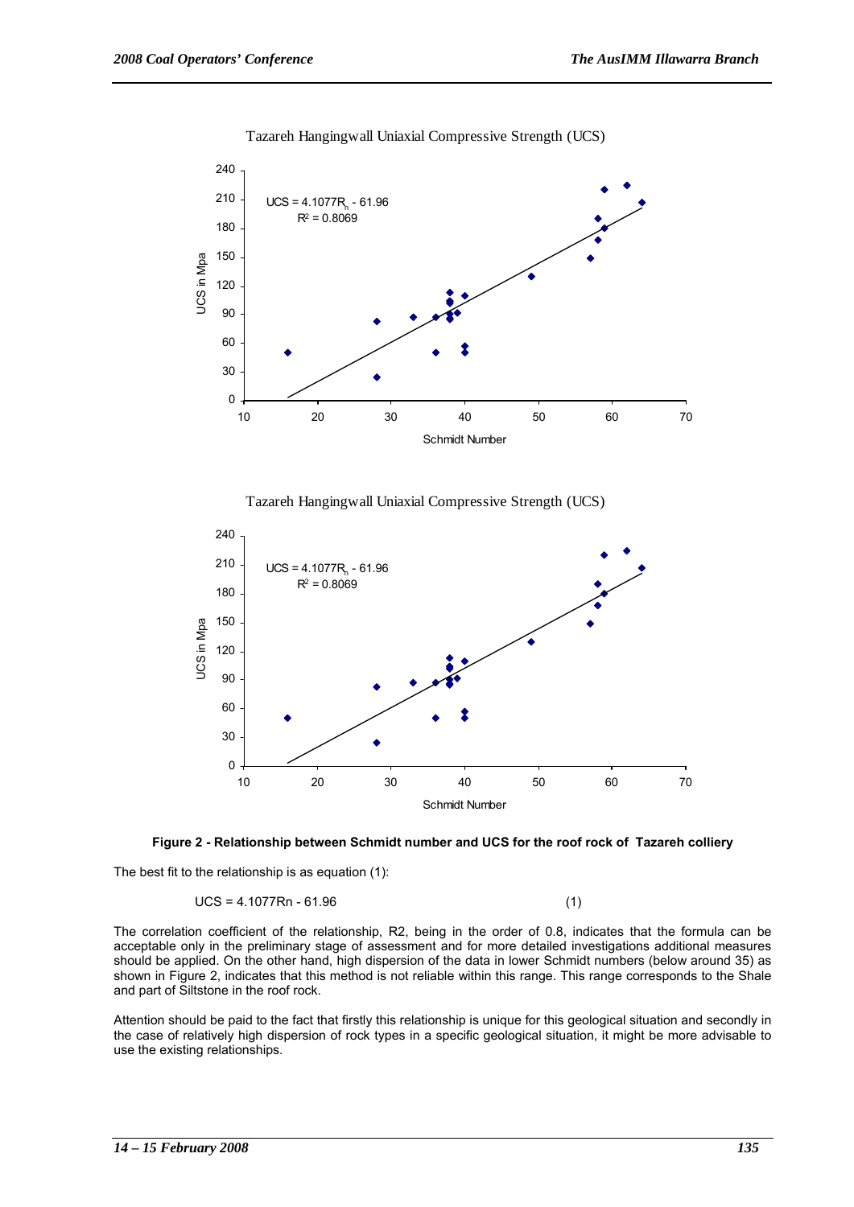Tazareh Hangingwall Uniaxial Compressive Strength (UCS)

$UCS = 4.1077R_n - 61.96$
$R^2 = 0.8069$

Tazareh Hangingwall Uniaxial Compressive Strength (UCS)

$UCS = 4.1077R_n - 61.96$
$R^2 = 0.8069$

**Figure 2 - Relationship between Schmidt number and UCS for the roof rock of Tazareh colliery**

The best fit to the relationship is as equation (1):

$$UCS = 4.1077Rn - 61.96 \quad (1)$$

The correlation coefficient of the relationship, R2, being in the order of 0.8, indicates that the formula can be acceptable only in the preliminary stage of assessment and for more detailed investigations additional measures should be applied. On the other hand, high dispersion of the data in lower Schmidt numbers (below around 35) as shown in Figure 2, indicates that this method is not reliable within this range. This range corresponds to the Shale and part of Siltstone in the roof rock.

Attention should be paid to the fact that firstly this relationship is unique for this geological situation and secondly in the case of relatively high dispersion of rock types in a specific geological situation, it might be more advisable to use the existing relationships.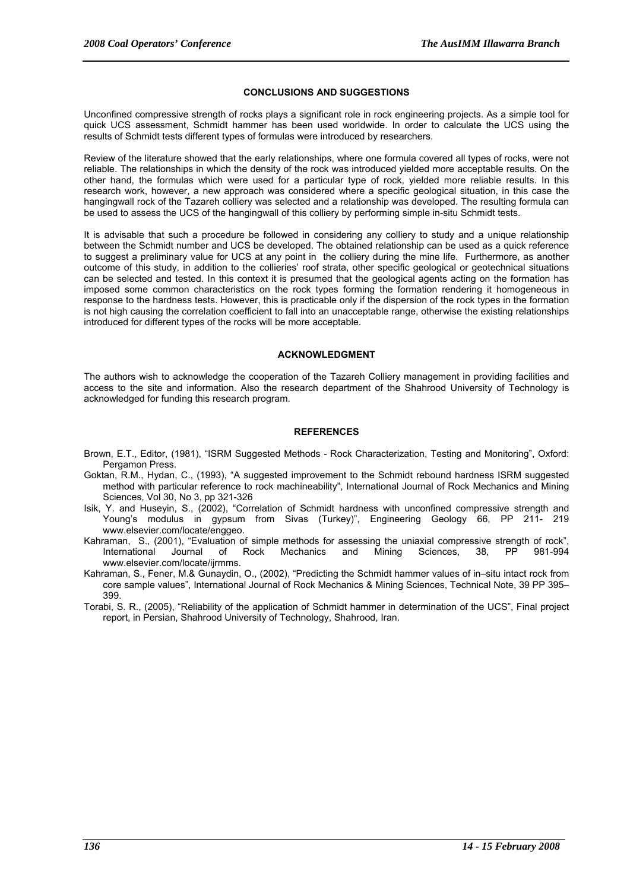## CONCLUSIONS AND SUGGESTIONS

Unconfined compressive strength of rocks plays a significant role in rock engineering projects. As a simple tool for quick UCS assessment, Schmidt hammer has been used worldwide. In order to calculate the UCS using the results of Schmidt tests different types of formulas were introduced by researchers.

Review of the literature showed that the early relationships, where one formula covered all types of rocks, were not reliable. The relationships in which the density of the rock was introduced yielded more acceptable results. On the other hand, the formulas which were used for a particular type of rock, yielded more reliable results. In this research work, however, a new approach was considered where a specific geological situation, in this case the hangingwall rock of the Tazareh colliery was selected and a relationship was developed. The resulting formula can be used to assess the UCS of the hangingwall of this colliery by performing simple in-situ Schmidt tests.

It is advisable that such a procedure be followed in considering any colliery to study and a unique relationship between the Schmidt number and UCS be developed. The obtained relationship can be used as a quick reference to suggest a preliminary value for UCS at any point in the colliery during the mine life. Furthermore, as another outcome of this study, in addition to the collieries' roof strata, other specific geological or geotechnical situations can be selected and tested. In this context it is presumed that the geological agents acting on the formation has imposed some common characteristics on the rock types forming the formation rendering it homogeneous in response to the hardness tests. However, this is practicable only if the dispersion of the rock types in the formation is not high causing the correlation coefficient to fall into an unacceptable range, otherwise the existing relationships introduced for different types of the rocks will be more acceptable.

## ACKNOWLEDGMENT

The authors wish to acknowledge the cooperation of the Tazareh Colliery management in providing facilities and access to the site and information. Also the research department of the Shahrood University of Technology is acknowledged for funding this research program.

## REFERENCES

Brown, E.T., Editor, (1981), "ISRM Suggested Methods - Rock Characterization, Testing and Monitoring", Oxford: Pergamon Press.

Goktan, R.M., Hydan, C., (1993), "A suggested improvement to the Schmidt rebound hardness ISRM suggested method with particular reference to rock machineability", International Journal of Rock Mechanics and Mining Sciences, Vol 30, No 3, pp 321-326

Isik, Y. and Huseyin, S., (2002), "Correlation of Schmidt hardness with unconfined compressive strength and Young's modulus in gypsum from Sivas (Turkey)", Engineering Geology 66, PP 211- 219 www.elsevier.com/locate/enggeo.

Kahraman, S., (2001), "Evaluation of simple methods for assessing the uniaxial compressive strength of rock", International Journal of Rock Mechanics and Mining Sciences, 38, PP 981-994 www.elsevier.com/locate/ijrmms.

Kahraman, S., Fener, M.& Gunaydin, O., (2002), "Predicting the Schmidt hammer values of in–situ intact rock from core sample values", International Journal of Rock Mechanics & Mining Sciences, Technical Note, 39 PP 395–399.

Torabi, S. R., (2005), "Reliability of the application of Schmidt hammer in determination of the UCS", Final project report, in Persian, Shahrood University of Technology, Shahrood, Iran.